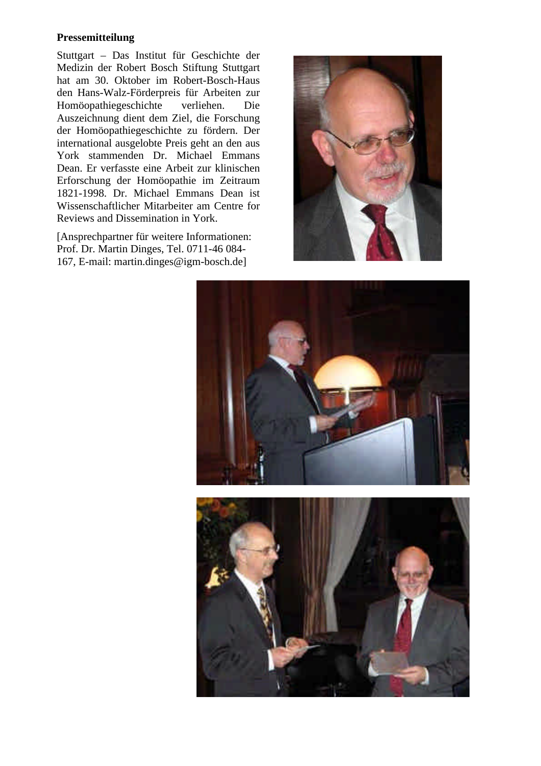**Pressemitteilung**

Stuttgart – Das Institut für Geschichte der Medizin der Robert Bosch Stiftung Stuttgart hat am 30. Oktober im Robert-Bosch-Haus den Hans-Walz-Förderpreis für Arbeiten zur Homöopathiegeschichte verliehen. Die Auszeichnung dient dem Ziel, die Forschung der Homöopathiegeschichte zu fördern. Der international ausgelobte Preis geht an den aus York stammenden Dr. Michael Emmans Dean. Er verfasste eine Arbeit zur klinischen Erforschung der Homöopathie im Zeitraum 1821-1998. Dr. Michael Emmans Dean ist Wissenschaftlicher Mitarbeiter am Centre for Reviews and Dissemination in York.

[Ansprechpartner für weitere Informationen: Prof. Dr. Martin Dinges, Tel. 0711-46 084-167, E-mail: martin.dinges@igm-bosch.de]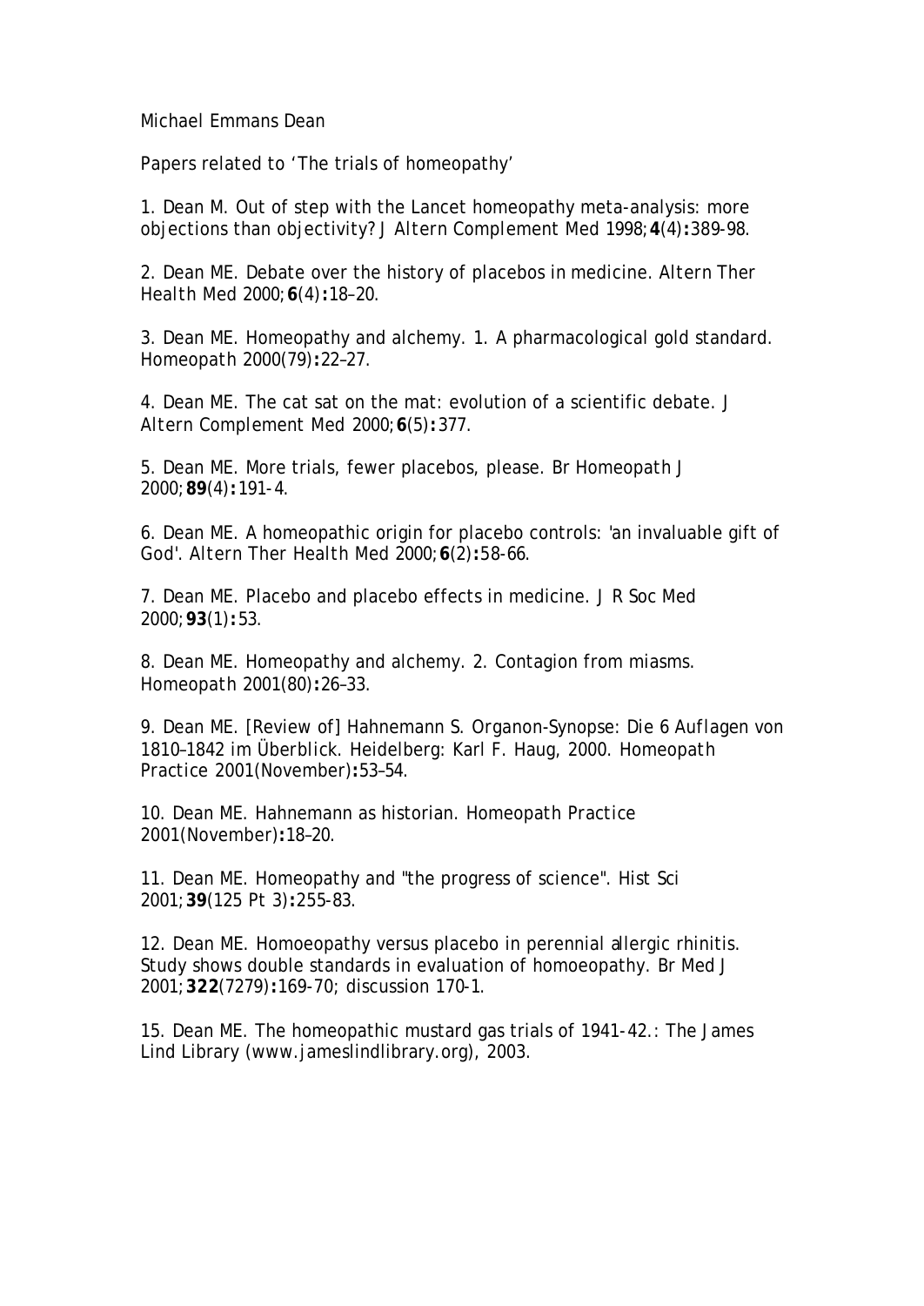Michael Emmans Dean

Papers related to 'The trials of homeopathy'

1. Dean M. Out of step with the Lancet homeopathy meta-analysis: more objections than objectivity? *J Altern Complement Med* 1998;**4**(4)**:**389-98.

2. Dean ME. Debate over the history of placebos in medicine. *Altern Ther Health Med* 2000;**6**(4)**:**18–20.

3. Dean ME. Homeopathy and alchemy. 1. A pharmacological gold standard. *Homeopath* 2000(79)**:**22–27.

4. Dean ME. The cat sat on the mat: evolution of a scientific debate. *J Altern Complement Med* 2000;**6**(5)**:**377.

5. Dean ME. More trials, fewer placebos, please. *Br Homeopath J* 2000;**89**(4)**:**191-4.

6. Dean ME. A homeopathic origin for placebo controls: 'an invaluable gift of God'. *Altern Ther Health Med* 2000;**6**(2)**:**58-66.

7. Dean ME. Placebo and placebo effects in medicine. *J R Soc Med* 2000;**93**(1)**:**53.

8. Dean ME. Homeopathy and alchemy. 2. Contagion from miasms. *Homeopath* 2001(80)**:**26–33.

9. Dean ME. [Review of] Hahnemann S. Organon-Synopse: Die 6 Auflagen von 1810–1842 im Überblick. Heidelberg: Karl F. Haug, 2000. *Homeopath Practice* 2001(November)**:**53–54.

10. Dean ME. Hahnemann as historian. *Homeopath Practice* 2001(November)**:**18–20.

11. Dean ME. Homeopathy and "the progress of science". *Hist Sci* 2001;**39**(125 Pt 3)**:**255-83.

12. Dean ME. Homoeopathy versus placebo in perennial allergic rhinitis. Study shows double standards in evaluation of homoeopathy. *Br Med J* 2001;**322**(7279)**:**169-70; discussion 170-1.

15. Dean ME. The homeopathic mustard gas trials of 1941-42.: The James Lind Library (www.jameslindlibrary.org), 2003.